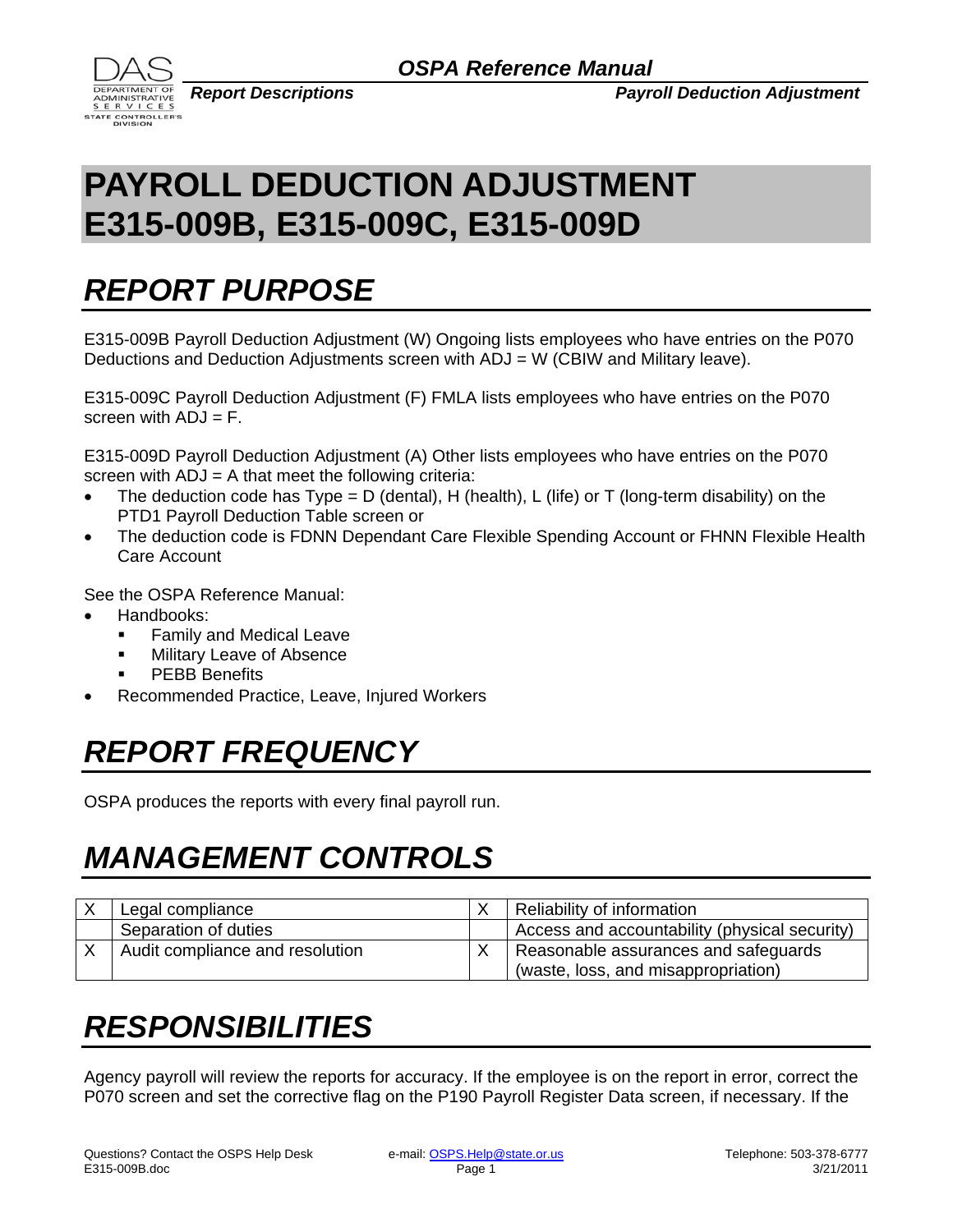# PAYROLL DEDUCTION ADJUSTMENT E315-009B, E315-009C, E315-009D

## *REPORT PURPOSE*

E315-009B Payroll Deduction Adjustment (W) Ongoing lists employees who have entries on the P070 Deductions and Deduction Adjustments screen with ADJ = W (CBIW and Military leave).

E315-009C Payroll Deduction Adjustment (F) FMLA lists employees who have entries on the P070 screen with ADJ = F.

E315-009D Payroll Deduction Adjustment (A) Other lists employees who have entries on the P070 screen with ADJ = A that meet the following criteria:

- The deduction code has Type = D (dental), H (health), L (life) or T (long-term disability) on the PTD1 Payroll Deduction Table screen or
- The deduction code is FDNN Dependant Care Flexible Spending Account or FHNN Flexible Health Care Account

See the OSPA Reference Manual:

- Handbooks:
  - Family and Medical Leave
  - Military Leave of Absence
  - PEBB Benefits
- Recommended Practice, Leave, Injured Workers

## *REPORT FREQUENCY*

OSPA produces the reports with every final payroll run.

## *MANAGEMENT CONTROLS*

| | | | |
|---|---|---|---|
| X | Legal compliance | X | Reliability of information |
| | Separation of duties | | Access and accountability (physical security) |
| X | Audit compliance and resolution | X | Reasonable assurances and safeguards (waste, loss, and misappropriation) |

## *RESPONSIBILITIES*

Agency payroll will review the reports for accuracy. If the employee is on the report in error, correct the P070 screen and set the corrective flag on the P190 Payroll Register Data screen, if necessary. If the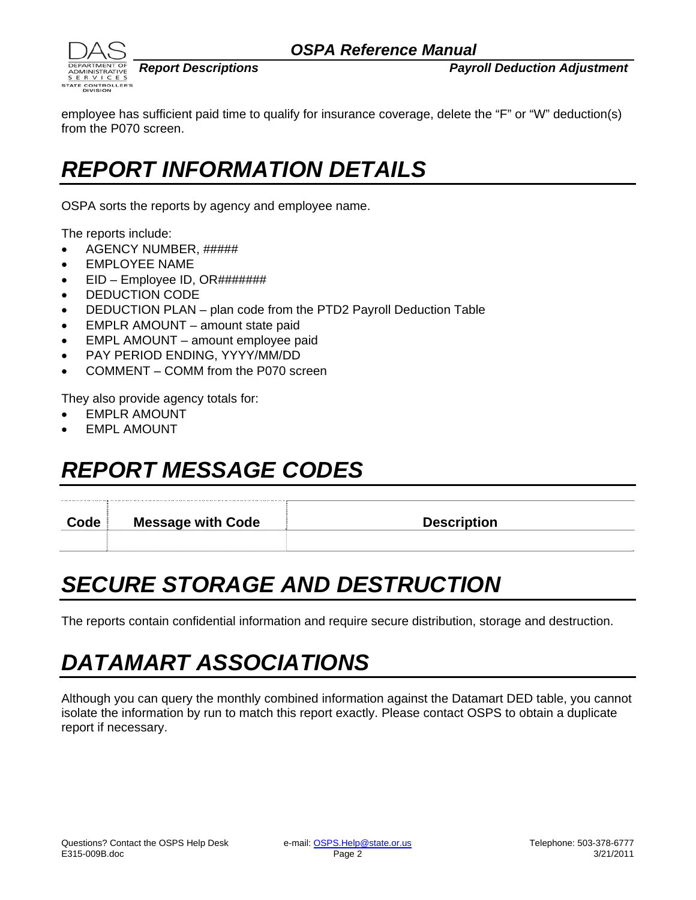employee has sufficient paid time to qualify for insurance coverage, delete the "F" or "W" deduction(s) from the P070 screen.

# REPORT INFORMATION DETAILS

OSPA sorts the reports by agency and employee name.

The reports include:

- AGENCY NUMBER, #####
- EMPLOYEE NAME
- EID – Employee ID, OR#######
- DEDUCTION CODE
- DEDUCTION PLAN – plan code from the PTD2 Payroll Deduction Table
- EMPLR AMOUNT – amount state paid
- EMPL AMOUNT – amount employee paid
- PAY PERIOD ENDING, YYYY/MM/DD
- COMMENT – COMM from the P070 screen

They also provide agency totals for:

- EMPLR AMOUNT
- EMPL AMOUNT

# REPORT MESSAGE CODES

| Code | Message with Code | Description |
|---|---|---|
| | | |

# SECURE STORAGE AND DESTRUCTION

The reports contain confidential information and require secure distribution, storage and destruction.

# DATAMART ASSOCIATIONS

Although you can query the monthly combined information against the Datamart DED table, you cannot isolate the information by run to match this report exactly. Please contact OSPS to obtain a duplicate report if necessary.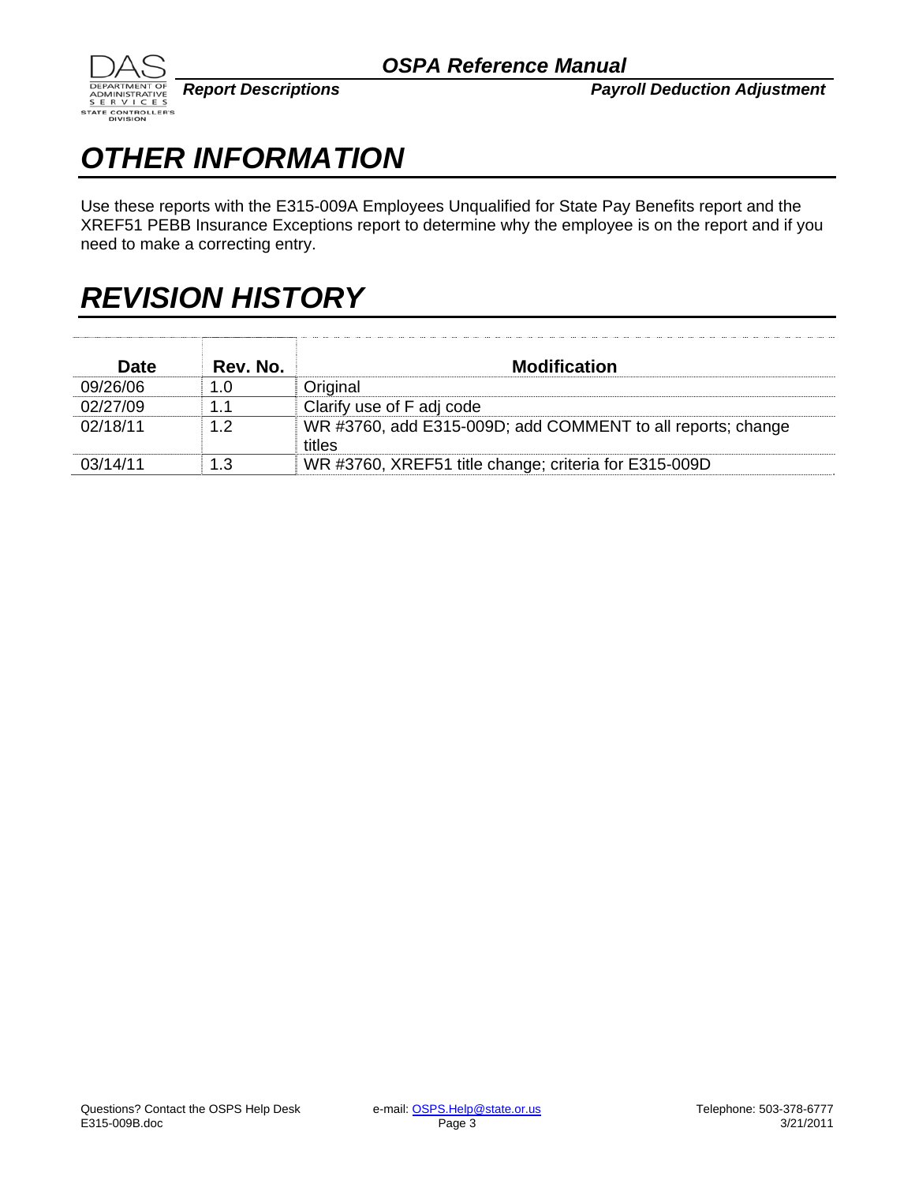# OTHER INFORMATION

Use these reports with the E315-009A Employees Unqualified for State Pay Benefits report and the XREF51 PEBB Insurance Exceptions report to determine why the employee is on the report and if you need to make a correcting entry.

# REVISION HISTORY

| Date | Rev. No. | Modification |
|---|---|---|
| 09/26/06 | 1.0 | Original |
| 02/27/09 | 1.1 | Clarify use of F adj code |
| 02/18/11 | 1.2 | WR #3760, add E315-009D; add COMMENT to all reports; change titles |
| 03/14/11 | 1.3 | WR #3760, XREF51 title change; criteria for E315-009D |